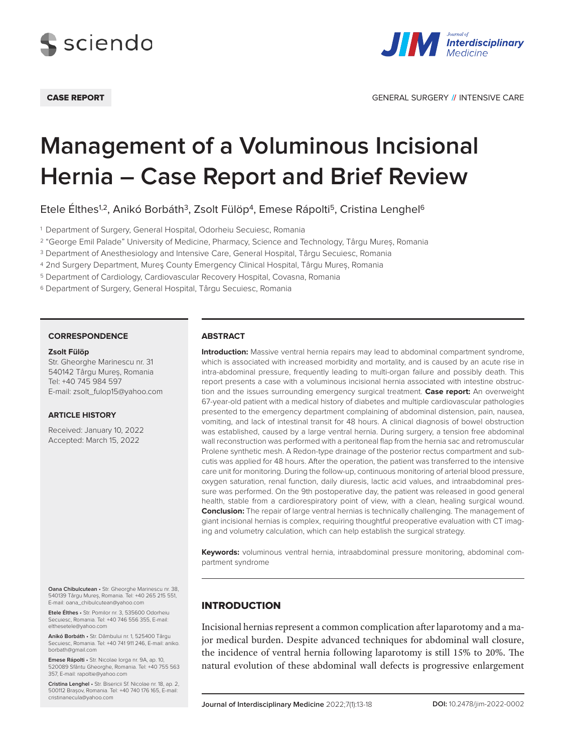CASE REPORT

GENERAL SURGERY // INTENSIVE CARE

# Management of a Voluminous Incisional Hernia – Case Report and Brief Review

Etele Élthes[1,2], Anikó Borbáth[3], Zsolt Fülöp[4], Emese Rápolti[5], Cristina Lenghel[6]

[1] Department of Surgery, General Hospital, Odorheiu Secuiesc, Romania

[2] "George Emil Palade" University of Medicine, Pharmacy, Science and Technology, Târgu Mureș, Romania

[3] Department of Anesthesiology and Intensive Care, General Hospital, Târgu Secuiesc, Romania

[4] 2nd Surgery Department, Mureş County Emergency Clinical Hospital, Târgu Mureș, Romania

[5] Department of Cardiology, Cardiovascular Recovery Hospital, Covasna, Romania

[6] Department of Surgery, General Hospital, Târgu Secuiesc, Romania

## ABSTRACT

**Introduction:** Massive ventral hernia repairs may lead to abdominal compartment syndrome, which is associated with increased morbidity and mortality, and is caused by an acute rise in intra-abdominal pressure, frequently leading to multi-organ failure and possibly death. This report presents a case with a voluminous incisional hernia associated with intestine obstruction and the issues surrounding emergency surgical treatment. **Case report:** An overweight 67-year-old patient with a medical history of diabetes and multiple cardiovascular pathologies presented to the emergency department complaining of abdominal distension, pain, nausea, vomiting, and lack of intestinal transit for 48 hours. A clinical diagnosis of bowel obstruction was established, caused by a large ventral hernia. During surgery, a tension free abdominal wall reconstruction was performed with a peritoneal flap from the hernia sac and retromuscular Prolene synthetic mesh. A Redon-type drainage of the posterior rectus compartment and subcutis was applied for 48 hours. After the operation, the patient was transferred to the intensive care unit for monitoring. During the follow-up, continuous monitoring of arterial blood pressure, oxygen saturation, renal function, daily diuresis, lactic acid values, and intraabdominal pressure was performed. On the 9th postoperative day, the patient was released in good general health, stable from a cardiorespiratory point of view, with a clean, healing surgical wound. **Conclusion:** The repair of large ventral hernias is technically challenging. The management of giant incisional hernias is complex, requiring thoughtful preoperative evaluation with CT imaging and volumetry calculation, which can help establish the surgical strategy.

**Keywords:** voluminous ventral hernia, intraabdominal pressure monitoring, abdominal compartment syndrome

**CORRESPONDENCE**

**Zsolt Fülöp**
Str. Gheorghe Marinescu nr. 31
540142 Târgu Mureș, Romania
Tel: +40 745 984 597
E-mail: zsolt_fulop15@yahoo.com

**ARTICLE HISTORY**

Received: January 10, 2022
Accepted: March 15, 2022

**Oana Chibulcutean** • Str. Gheorghe Marinescu nr. 38, 540139 Târgu Mureș, Romania. Tel: +40 265 215 551, E-mail: oana_chibulcutean@yahoo.com

**Etele Élthes** • Str. Pomilor nr. 3, 535600 Odorheiu Secuiesc, Romania. Tel: +40 746 556 355, E-mail: elthesetele@yahoo.com

**Anikó Borbáth** • Str. Dâmbului nr. 1, 525400 Târgu Secuiesc, Romania. Tel: +40 741 911 246, E-mail: aniko.borbath@gmail.com

**Emese Rápolti** • Str. Nicolae Iorga nr. 9A, ap. 10, 520089 Sfântu Gheorghe, Romania. Tel: +40 755 563 357, E-mail: rapoltie@yahoo.com

**Cristina Lenghel** • Str. Bisericii Sf. Nicolae nr. 18, ap. 2, 500112 Brașov, Romania. Tel: +40 740 176 165, E-mail: cristinanecula@yahoo.com

## INTRODUCTION

Incisional hernias represent a common complication after laparotomy and a major medical burden. Despite advanced techniques for abdominal wall closure, the incidence of ventral hernia following laparotomy is still 15% to 20%. The natural evolution of these abdominal wall defects is progressive enlargement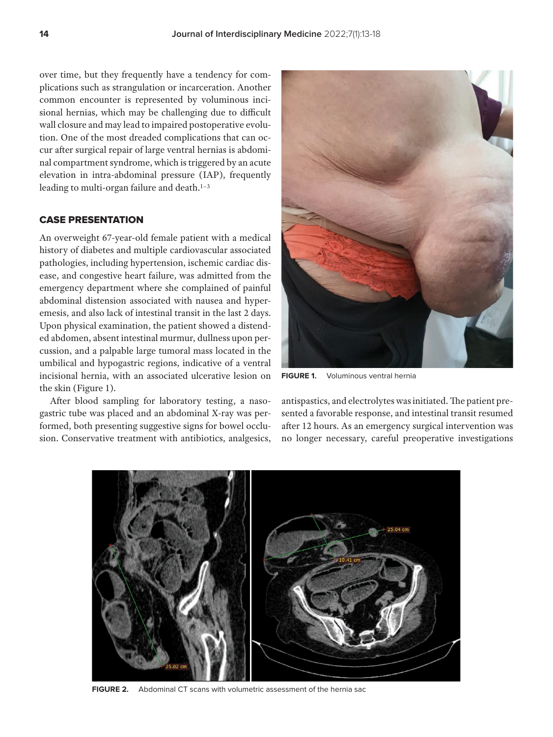over time, but they frequently have a tendency for complications such as strangulation or incarceration. Another common encounter is represented by voluminous incisional hernias, which may be challenging due to difficult wall closure and may lead to impaired postoperative evolution. One of the most dreaded complications that can occur after surgical repair of large ventral hernias is abdominal compartment syndrome, which is triggered by an acute elevation in intra-abdominal pressure (IAP), frequently leading to multi-organ failure and death.[1–3]

## CASE PRESENTATION

An overweight 67-year-old female patient with a medical history of diabetes and multiple cardiovascular associated pathologies, including hypertension, ischemic cardiac disease, and congestive heart failure, was admitted from the emergency department where she complained of painful abdominal distension associated with nausea and hyperemesis, and also lack of intestinal transit in the last 2 days. Upon physical examination, the patient showed a distended abdomen, absent intestinal murmur, dullness upon percussion, and a palpable large tumoral mass located in the umbilical and hypogastric regions, indicative of a ventral incisional hernia, with an associated ulcerative lesion on the skin (Figure 1).

**FIGURE 1.** Voluminous ventral hernia

After blood sampling for laboratory testing, a nasogastric tube was placed and an abdominal X-ray was performed, both presenting suggestive signs for bowel occlusion. Conservative treatment with antibiotics, analgesics, antispastics, and electrolytes was initiated. The patient presented a favorable response, and intestinal transit resumed after 12 hours. As an emergency surgical intervention was no longer necessary, careful preoperative investigations

**FIGURE 2.** Abdominal CT scans with volumetric assessment of the hernia sac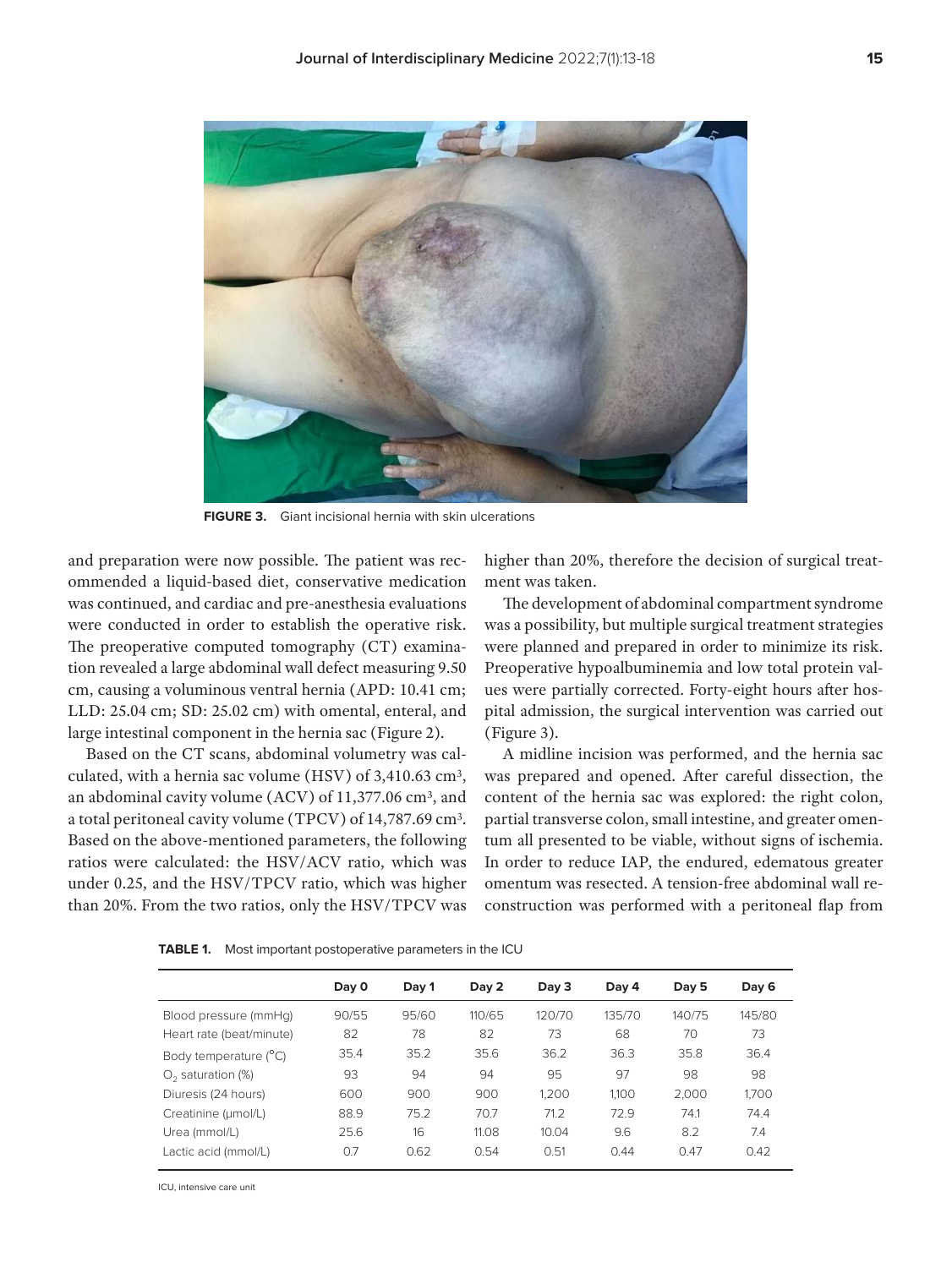FIGURE 3. Giant incisional hernia with skin ulcerations

and preparation were now possible. The patient was recommended a liquid-based diet, conservative medication was continued, and cardiac and pre-anesthesia evaluations were conducted in order to establish the operative risk. The preoperative computed tomography (CT) examination revealed a large abdominal wall defect measuring 9.50 cm, causing a voluminous ventral hernia (APD: 10.41 cm; LLD: 25.04 cm; SD: 25.02 cm) with omental, enteral, and large intestinal component in the hernia sac (Figure 2).

Based on the CT scans, abdominal volumetry was calculated, with a hernia sac volume (HSV) of 3,410.63 $cm^3$, an abdominal cavity volume (ACV) of 11,377.06 $cm^3$, and a total peritoneal cavity volume (TPCV) of 14,787.69 $cm^3$. Based on the above-mentioned parameters, the following ratios were calculated: the HSV/ACV ratio, which was under 0.25, and the HSV/TPCV ratio, which was higher than 20%. From the two ratios, only the HSV/TPCV was higher than 20%, therefore the decision of surgical treatment was taken.

The development of abdominal compartment syndrome was a possibility, but multiple surgical treatment strategies were planned and prepared in order to minimize its risk. Preoperative hypoalbuminemia and low total protein values were partially corrected. Forty-eight hours after hospital admission, the surgical intervention was carried out (Figure 3).

A midline incision was performed, and the hernia sac was prepared and opened. After careful dissection, the content of the hernia sac was explored: the right colon, partial transverse colon, small intestine, and greater omentum all presented to be viable, without signs of ischemia. In order to reduce IAP, the endured, edematous greater omentum was resected. A tension-free abdominal wall reconstruction was performed with a peritoneal flap from

**TABLE 1.** Most important postoperative parameters in the ICU

| | Day 0 | Day 1 | Day 2 | Day 3 | Day 4 | Day 5 | Day 6 |
|---|---|---|---|---|---|---|---|
| Blood pressure (mmHg) | 90/55 | 95/60 | 110/65 | 120/70 | 135/70 | 140/75 | 145/80 |
| Heart rate (beat/minute) | 82 | 78 | 82 | 73 | 68 | 70 | 73 |
| Body temperature (°C) | 35.4 | 35.2 | 35.6 | 36.2 | 36.3 | 35.8 | 36.4 |
| $O_2$ saturation (%) | 93 | 94 | 94 | 95 | 97 | 98 | 98 |
| Diuresis (24 hours) | 600 | 900 | 900 | 1,200 | 1,100 | 2,000 | 1,700 |
| Creatinine (μmol/L) | 88.9 | 75.2 | 70.7 | 71.2 | 72.9 | 74.1 | 74.4 |
| Urea (mmol/L) | 25.6 | 16 | 11.08 | 10.04 | 9.6 | 8.2 | 7.4 |
| Lactic acid (mmol/L) | 0.7 | 0.62 | 0.54 | 0.51 | 0.44 | 0.47 | 0.42 |

ICU, intensive care unit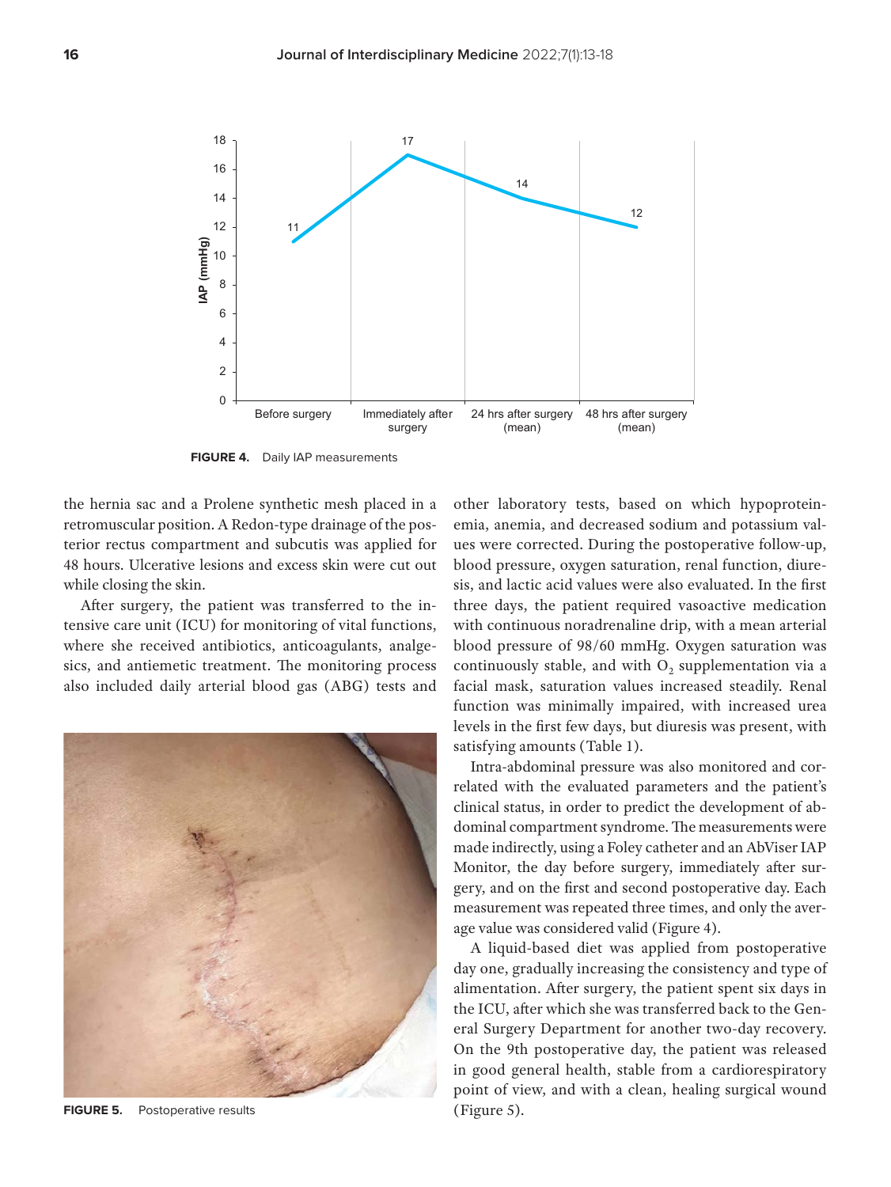FIGURE 4. Daily IAP measurements

the hernia sac and a Prolene synthetic mesh placed in a retromuscular position. A Redon-type drainage of the posterior rectus compartment and subcutis was applied for 48 hours. Ulcerative lesions and excess skin were cut out while closing the skin.

After surgery, the patient was transferred to the intensive care unit (ICU) for monitoring of vital functions, where she received antibiotics, anticoagulants, analgesics, and antiemetic treatment. The monitoring process also included daily arterial blood gas (ABG) tests and other laboratory tests, based on which hypoproteinemia, anemia, and decreased sodium and potassium values were corrected. During the postoperative follow-up, blood pressure, oxygen saturation, renal function, diuresis, and lactic acid values were also evaluated. In the first three days, the patient required vasoactive medication with continuous noradrenaline drip, with a mean arterial blood pressure of 98/60 mmHg. Oxygen saturation was continuously stable, and with $O_2$ supplementation via a facial mask, saturation values increased steadily. Renal function was minimally impaired, with increased urea levels in the first few days, but diuresis was present, with satisfying amounts (Table 1).

Intra-abdominal pressure was also monitored and correlated with the evaluated parameters and the patient's clinical status, in order to predict the development of abdominal compartment syndrome. The measurements were made indirectly, using a Foley catheter and an AbViser IAP Monitor, the day before surgery, immediately after surgery, and on the first and second postoperative day. Each measurement was repeated three times, and only the average value was considered valid (Figure 4).

A liquid-based diet was applied from postoperative day one, gradually increasing the consistency and type of alimentation. After surgery, the patient spent six days in the ICU, after which she was transferred back to the General Surgery Department for another two-day recovery. On the 9th postoperative day, the patient was released in good general health, stable from a cardiorespiratory point of view, and with a clean, healing surgical wound (Figure 5).

FIGURE 5. Postoperative results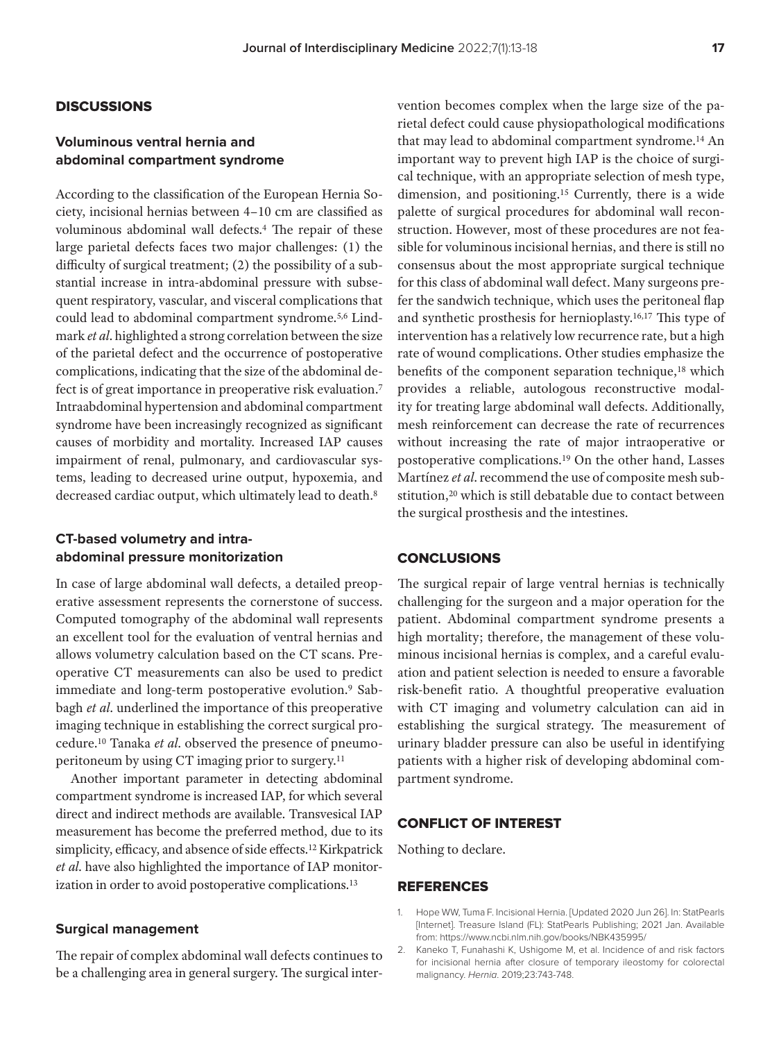## DISCUSSIONS

### Voluminous ventral hernia and abdominal compartment syndrome

According to the classification of the European Hernia Society, incisional hernias between 4–10 cm are classified as voluminous abdominal wall defects.[4] The repair of these large parietal defects faces two major challenges: (1) the difficulty of surgical treatment; (2) the possibility of a substantial increase in intra-abdominal pressure with subsequent respiratory, vascular, and visceral complications that could lead to abdominal compartment syndrome.[5,6] Lindmark *et al*. highlighted a strong correlation between the size of the parietal defect and the occurrence of postoperative complications, indicating that the size of the abdominal defect is of great importance in preoperative risk evaluation.[7] Intraabdominal hypertension and abdominal compartment syndrome have been increasingly recognized as significant causes of morbidity and mortality. Increased IAP causes impairment of renal, pulmonary, and cardiovascular systems, leading to decreased urine output, hypoxemia, and decreased cardiac output, which ultimately lead to death.[8]

### CT-based volumetry and intra-abdominal pressure monitorization

In case of large abdominal wall defects, a detailed preoperative assessment represents the cornerstone of success. Computed tomography of the abdominal wall represents an excellent tool for the evaluation of ventral hernias and allows volumetry calculation based on the CT scans. Preoperative CT measurements can also be used to predict immediate and long-term postoperative evolution.[9] Sabbagh *et al*. underlined the importance of this preoperative imaging technique in establishing the correct surgical procedure.[10] Tanaka *et al*. observed the presence of pneumoperitoneum by using CT imaging prior to surgery.[11]

Another important parameter in detecting abdominal compartment syndrome is increased IAP, for which several direct and indirect methods are available. Transvesical IAP measurement has become the preferred method, due to its simplicity, efficacy, and absence of side effects.[12] Kirkpatrick *et al*. have also highlighted the importance of IAP monitorization in order to avoid postoperative complications.[13]

### Surgical management

The repair of complex abdominal wall defects continues to be a challenging area in general surgery. The surgical intervention becomes complex when the large size of the parietal defect could cause physiopathological modifications that may lead to abdominal compartment syndrome.[14] An important way to prevent high IAP is the choice of surgical technique, with an appropriate selection of mesh type, dimension, and positioning.[15] Currently, there is a wide palette of surgical procedures for abdominal wall reconstruction. However, most of these procedures are not feasible for voluminous incisional hernias, and there is still no consensus about the most appropriate surgical technique for this class of abdominal wall defect. Many surgeons prefer the sandwich technique, which uses the peritoneal flap and synthetic prosthesis for hernioplasty.[16,17] This type of intervention has a relatively low recurrence rate, but a high rate of wound complications. Other studies emphasize the benefits of the component separation technique,[18] which provides a reliable, autologous reconstructive modality for treating large abdominal wall defects. Additionally, mesh reinforcement can decrease the rate of recurrences without increasing the rate of major intraoperative or postoperative complications.[19] On the other hand, Lasses Martínez *et al*. recommend the use of composite mesh substitution,[20] which is still debatable due to contact between the surgical prosthesis and the intestines.

## CONCLUSIONS

The surgical repair of large ventral hernias is technically challenging for the surgeon and a major operation for the patient. Abdominal compartment syndrome presents a high mortality; therefore, the management of these voluminous incisional hernias is complex, and a careful evaluation and patient selection is needed to ensure a favorable risk-benefit ratio. A thoughtful preoperative evaluation with CT imaging and volumetry calculation can aid in establishing the surgical strategy. The measurement of urinary bladder pressure can also be useful in identifying patients with a higher risk of developing abdominal compartment syndrome.

## CONFLICT OF INTEREST

Nothing to declare.

## REFERENCES

1. Hope WW, Tuma F. Incisional Hernia. [Updated 2020 Jun 26]. In: StatPearls [Internet]. Treasure Island (FL): StatPearls Publishing; 2021 Jan. Available from: https://www.ncbi.nlm.nih.gov/books/NBK435995/
2. Kaneko T, Funahashi K, Ushigome M, et al. Incidence of and risk factors for incisional hernia after closure of temporary ileostomy for colorectal malignancy. *Hernia.* 2019;23:743-748.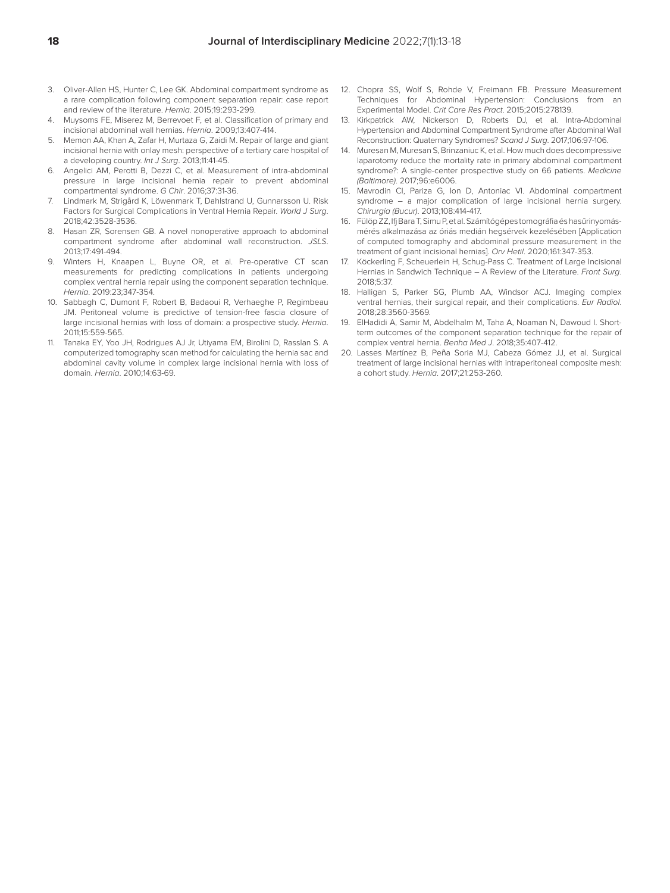3. Oliver-Allen HS, Hunter C, Lee GK. Abdominal compartment syndrome as a rare complication following component separation repair: case report and review of the literature. *Hernia*. 2015;19:293-299.
4. Muysoms FE, Miserez M, Berrevoet F, et al. Classification of primary and incisional abdominal wall hernias. *Hernia*. 2009;13:407-414.
5. Memon AA, Khan A, Zafar H, Murtaza G, Zaidi M. Repair of large and giant incisional hernia with onlay mesh: perspective of a tertiary care hospital of a developing country. *Int J Surg*. 2013;11:41-45.
6. Angelici AM, Perotti B, Dezzi C, et al. Measurement of intra-abdominal pressure in large incisional hernia repair to prevent abdominal compartmental syndrome. *G Chir*. 2016;37:31-36.
7. Lindmark M, Strigård K, Löwenmark T, Dahlstrand U, Gunnarsson U. Risk Factors for Surgical Complications in Ventral Hernia Repair. *World J Surg*. 2018;42:3528-3536.
8. Hasan ZR, Sorensen GB. A novel nonoperative approach to abdominal compartment syndrome after abdominal wall reconstruction. *JSLS*. 2013;17:491-494.
9. Winters H, Knaapen L, Buyne OR, et al. Pre-operative CT scan measurements for predicting complications in patients undergoing complex ventral hernia repair using the component separation technique. *Hernia*. 2019:23;347-354.
10. Sabbagh C, Dumont F, Robert B, Badaoui R, Verhaeghe P, Regimbeau JM. Peritoneal volume is predictive of tension-free fascia closure of large incisional hernias with loss of domain: a prospective study. *Hernia*. 2011;15:559-565.
11. Tanaka EY, Yoo JH, Rodrigues AJ Jr, Utiyama EM, Birolini D, Rasslan S. A computerized tomography scan method for calculating the hernia sac and abdominal cavity volume in complex large incisional hernia with loss of domain. *Hernia*. 2010;14:63-69.
12. Chopra SS, Wolf S, Rohde V, Freimann FB. Pressure Measurement Techniques for Abdominal Hypertension: Conclusions from an Experimental Model. *Crit Care Res Pract*. 2015;2015:278139.
13. Kirkpatrick AW, Nickerson D, Roberts DJ, et al. Intra-Abdominal Hypertension and Abdominal Compartment Syndrome after Abdominal Wall Reconstruction: Quaternary Syndromes? *Scand J Surg*. 2017;106:97-106.
14. Muresan M, Muresan S, Brinzaniuc K, et al. How much does decompressive laparotomy reduce the mortality rate in primary abdominal compartment syndrome?: A single-center prospective study on 66 patients. *Medicine (Baltimore)*. 2017;96:e6006.
15. Mavrodin CI, Pariza G, Ion D, Antoniac VI. Abdominal compartment syndrome – a major complication of large incisional hernia surgery. *Chirurgia (Bucur)*. 2013;108:414-417.
16. Fülöp ZZ, Ifj Bara T, Simu P, et al. Számítógépes tomográfia és hasűrinyomás-mérés alkalmazása az óriás medián hegsérvek kezelésében [Application of computed tomography and abdominal pressure measurement in the treatment of giant incisional hernias]. *Orv Hetil*. 2020;161:347-353.
17. Köckerling F, Scheuerlein H, Schug-Pass C. Treatment of Large Incisional Hernias in Sandwich Technique – A Review of the Literature. *Front Surg*. 2018;5:37.
18. Halligan S, Parker SG, Plumb AA, Windsor ACJ. Imaging complex ventral hernias, their surgical repair, and their complications. *Eur Radiol*. 2018;28:3560-3569.
19. ElHadidi A, Samir M, Abdelhalm M, Taha A, Noaman N, Dawoud I. Short-term outcomes of the component separation technique for the repair of complex ventral hernia. *Benha Med J*. 2018;35:407-412.
20. Lasses Martínez B, Peña Soria MJ, Cabeza Gómez JJ, et al. Surgical treatment of large incisional hernias with intraperitoneal composite mesh: a cohort study. *Hernia*. 2017;21:253-260.